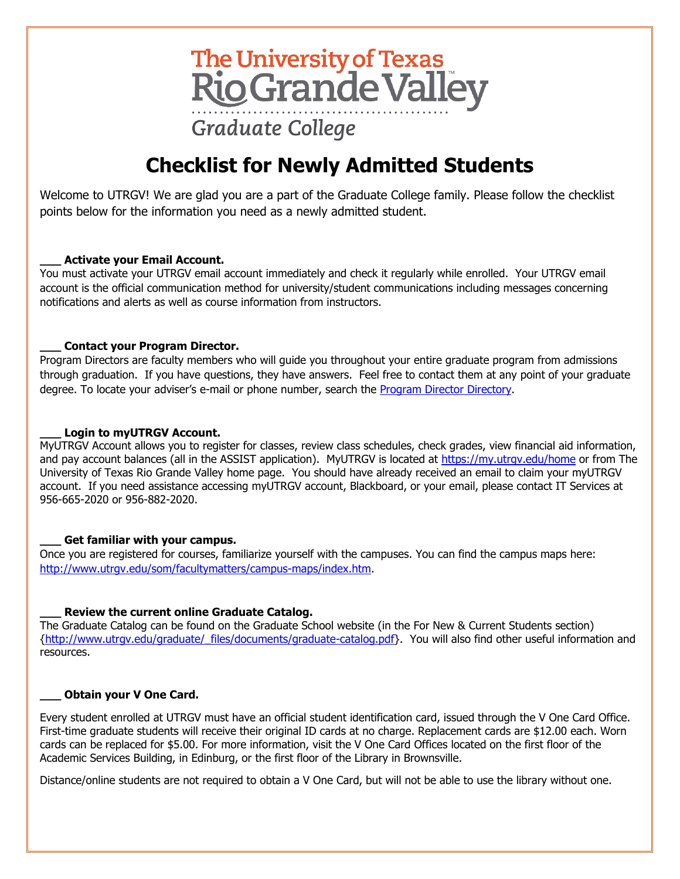The University of Texas Rio Grande Valley

*Graduate College*

# Checklist for Newly Admitted Students

Welcome to UTRGV! We are glad you are a part of the Graduate College family. Please follow the checklist points below for the information you need as a newly admitted student.

**___ Activate your Email Account.**
You must activate your UTRGV email account immediately and check it regularly while enrolled. Your UTRGV email account is the official communication method for university/student communications including messages concerning notifications and alerts as well as course information from instructors.

**___ Contact your Program Director.**
Program Directors are faculty members who will guide you throughout your entire graduate program from admissions through graduation. If you have questions, they have answers. Feel free to contact them at any point of your graduate degree. To locate your adviser's e-mail or phone number, search the [Program Director Directory](#).

**___ Login to myUTRGV Account.**
MyUTRGV Account allows you to register for classes, review class schedules, check grades, view financial aid information, and pay account balances (all in the ASSIST application). MyUTRGV is located at https://my.utrgv.edu/home or from The University of Texas Rio Grande Valley home page. You should have already received an email to claim your myUTRGV account. If you need assistance accessing myUTRGV account, Blackboard, or your email, please contact IT Services at 956-665-2020 or 956-882-2020.

**___ Get familiar with your campus.**
Once you are registered for courses, familiarize yourself with the campuses. You can find the campus maps here: http://www.utrgv.edu/som/facultymatters/campus-maps/index.htm.

**___ Review the current online Graduate Catalog.**
The Graduate Catalog can be found on the Graduate School website (in the For New & Current Students section) {http://www.utrgv.edu/graduate/_files/documents/graduate-catalog.pdf}. You will also find other useful information and resources.

**___ Obtain your V One Card.**

Every student enrolled at UTRGV must have an official student identification card, issued through the V One Card Office. First-time graduate students will receive their original ID cards at no charge. Replacement cards are $12.00 each. Worn cards can be replaced for $5.00. For more information, visit the V One Card Offices located on the first floor of the Academic Services Building, in Edinburg, or the first floor of the Library in Brownsville.

Distance/online students are not required to obtain a V One Card, but will not be able to use the library without one.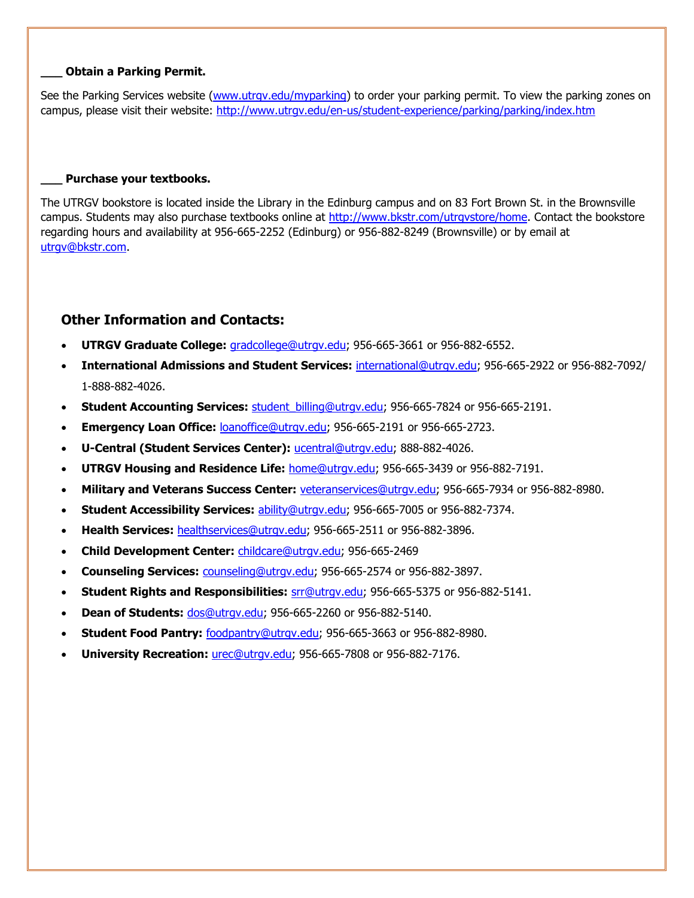**___ Obtain a Parking Permit.**

See the Parking Services website (www.utrgv.edu/myparking) to order your parking permit. To view the parking zones on campus, please visit their website: http://www.utrgv.edu/en-us/student-experience/parking/parking/index.htm

**___ Purchase your textbooks.**

The UTRGV bookstore is located inside the Library in the Edinburg campus and on 83 Fort Brown St. in the Brownsville campus. Students may also purchase textbooks online at http://www.bkstr.com/utrgvstore/home. Contact the bookstore regarding hours and availability at 956-665-2252 (Edinburg) or 956-882-8249 (Brownsville) or by email at utrgv@bkstr.com.

## Other Information and Contacts:

- **UTRGV Graduate College:** gradcollege@utrgv.edu; 956-665-3661 or 956-882-6552.
- **International Admissions and Student Services:** international@utrgv.edu; 956-665-2922 or 956-882-7092/ 1-888-882-4026.
- **Student Accounting Services:** student_billing@utrgv.edu; 956-665-7824 or 956-665-2191.
- **Emergency Loan Office:** loanoffice@utrgv.edu; 956-665-2191 or 956-665-2723.
- **U-Central (Student Services Center):** ucentral@utrgv.edu; 888-882-4026.
- **UTRGV Housing and Residence Life:** home@utrgv.edu; 956-665-3439 or 956-882-7191.
- **Military and Veterans Success Center:** veteranservices@utrgv.edu; 956-665-7934 or 956-882-8980.
- **Student Accessibility Services:** ability@utrgv.edu; 956-665-7005 or 956-882-7374.
- **Health Services:** healthservices@utrgv.edu; 956-665-2511 or 956-882-3896.
- **Child Development Center:** childcare@utrgv.edu; 956-665-2469
- **Counseling Services:** counseling@utrgv.edu; 956-665-2574 or 956-882-3897.
- **Student Rights and Responsibilities:** srr@utrgv.edu; 956-665-5375 or 956-882-5141.
- **Dean of Students:** dos@utrgv.edu; 956-665-2260 or 956-882-5140.
- **Student Food Pantry:** foodpantry@utrgv.edu; 956-665-3663 or 956-882-8980.
- **University Recreation:** urec@utrgv.edu; 956-665-7808 or 956-882-7176.